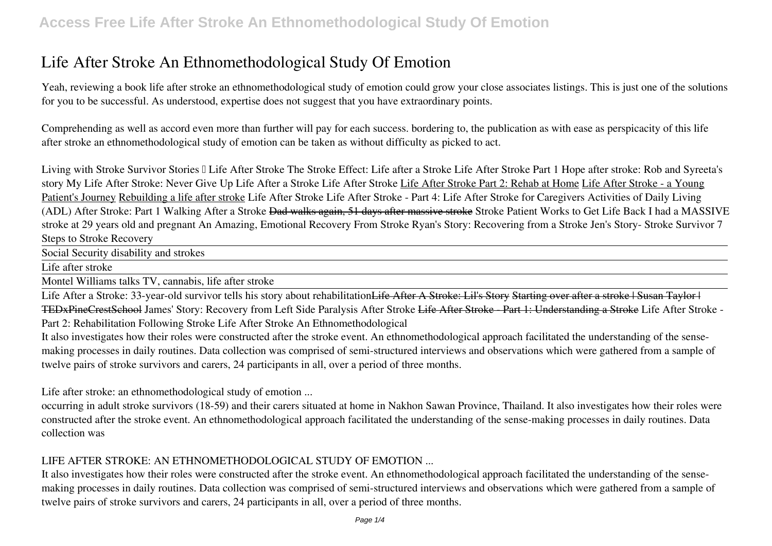# Life After Stroke An Ethnomethodological Study Of Emotion

Yeah, reviewing a book life after stroke an ethnomethodological study of emotion could grow your close associates listings. This is just one of the solutions for you to be successful. As understood, expertise does not suggest that you have extraordinary points.

Comprehending as well as accord even more than further will pay for each success. bordering to, the publication as with ease as perspicacity of this life after stroke an ethnomethodological study of emotion can be taken as without difficulty as picked to act.

*Living with Stroke Survivor Stories – Life After Stroke* *The Stroke Effect: Life after a Stroke* *Life After Stroke Part 1* *Hope after stroke: Rob and Syreeta's story* *My Life After Stroke: Never Give Up* *Life After a Stroke* *Life After Stroke* Life After Stroke Part 2: Rehab at Home Life After Stroke - a Young Patient's Journey Rebuilding a life after stroke *Life After Stroke* *Life After Stroke - Part 4: Life After Stroke for Caregivers* *Activities of Daily Living (ADL) After Stroke: Part 1* *Walking After a Stroke* ~~Dad walks again, 51 days after massive stroke~~ *Stroke Patient Works to Get Life Back* *I had a MASSIVE stroke at 29 years old and pregnant* *An Amazing, Emotional Recovery From Stroke* *Ryan's Story: Recovering from a Stroke* *Jen's Story- Stroke Survivor* *7 Steps to Stroke Recovery*

Social Security disability and strokes

Life after stroke

Montel Williams talks TV, cannabis, life after stroke

Life After a Stroke: 33-year-old survivor tells his story about rehabilitation~~Life After A Stroke: Lil's Story~~ ~~Starting over after a stroke | Susan Taylor | TEDxPineCrestSchool~~ *James' Story: Recovery from Left Side Paralysis After Stroke* ~~Life After Stroke - Part 1: Understanding a Stroke~~ *Life After Stroke - Part 2: Rehabilitation Following Stroke* *Life After Stroke An Ethnomethodological*

It also investigates how their roles were constructed after the stroke event. An ethnomethodological approach facilitated the understanding of the sense-making processes in daily routines. Data collection was comprised of semi-structured interviews and observations which were gathered from a sample of twelve pairs of stroke survivors and carers, 24 participants in all, over a period of three months.

*Life after stroke: an ethnomethodological study of emotion ...*

occurring in adult stroke survivors (18-59) and their carers situated at home in Nakhon Sawan Province, Thailand. It also investigates how their roles were constructed after the stroke event. An ethnomethodological approach facilitated the understanding of the sense-making processes in daily routines. Data collection was

*LIFE AFTER STROKE: AN ETHNOMETHODOLOGICAL STUDY OF EMOTION ...*

It also investigates how their roles were constructed after the stroke event. An ethnomethodological approach facilitated the understanding of the sense-making processes in daily routines. Data collection was comprised of semi-structured interviews and observations which were gathered from a sample of twelve pairs of stroke survivors and carers, 24 participants in all, over a period of three months.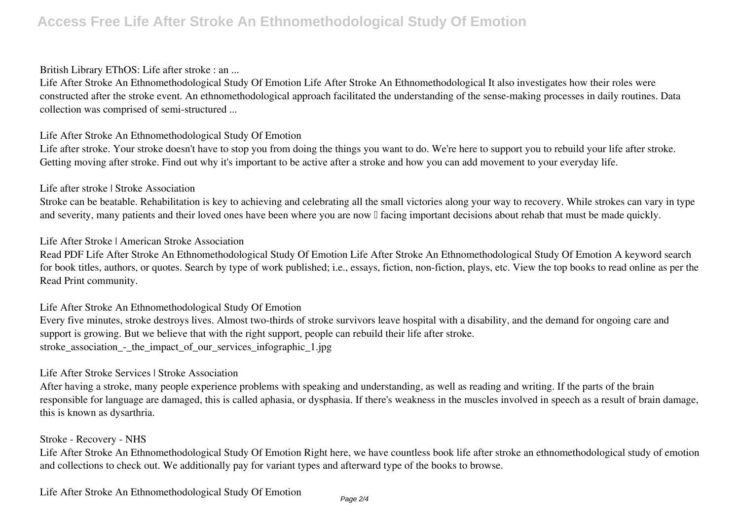### British Library EThOS: Life after stroke : an ...

Life After Stroke An Ethnomethodological Study Of Emotion Life After Stroke An Ethnomethodological It also investigates how their roles were constructed after the stroke event. An ethnomethodological approach facilitated the understanding of the sense-making processes in daily routines. Data collection was comprised of semi-structured ...

### Life After Stroke An Ethnomethodological Study Of Emotion

Life after stroke. Your stroke doesn't have to stop you from doing the things you want to do. We're here to support you to rebuild your life after stroke. Getting moving after stroke. Find out why it's important to be active after a stroke and how you can add movement to your everyday life.

### Life after stroke | Stroke Association

Stroke can be beatable. Rehabilitation is key to achieving and celebrating all the small victories along your way to recovery. While strokes can vary in type and severity, many patients and their loved ones have been where you are now  facing important decisions about rehab that must be made quickly.

### Life After Stroke | American Stroke Association

Read PDF Life After Stroke An Ethnomethodological Study Of Emotion Life After Stroke An Ethnomethodological Study Of Emotion A keyword search for book titles, authors, or quotes. Search by type of work published; i.e., essays, fiction, non-fiction, plays, etc. View the top books to read online as per the Read Print community.

### Life After Stroke An Ethnomethodological Study Of Emotion

Every five minutes, stroke destroys lives. Almost two-thirds of stroke survivors leave hospital with a disability, and the demand for ongoing care and support is growing. But we believe that with the right support, people can rebuild their life after stroke.
stroke_association_-_the_impact_of_our_services_infographic_1.jpg

### Life After Stroke Services | Stroke Association

After having a stroke, many people experience problems with speaking and understanding, as well as reading and writing. If the parts of the brain responsible for language are damaged, this is called aphasia, or dysphasia. If there's weakness in the muscles involved in speech as a result of brain damage, this is known as dysarthria.

### Stroke - Recovery - NHS

Life After Stroke An Ethnomethodological Study Of Emotion Right here, we have countless book life after stroke an ethnomethodological study of emotion and collections to check out. We additionally pay for variant types and afterward type of the books to browse.

### Life After Stroke An Ethnomethodological Study Of Emotion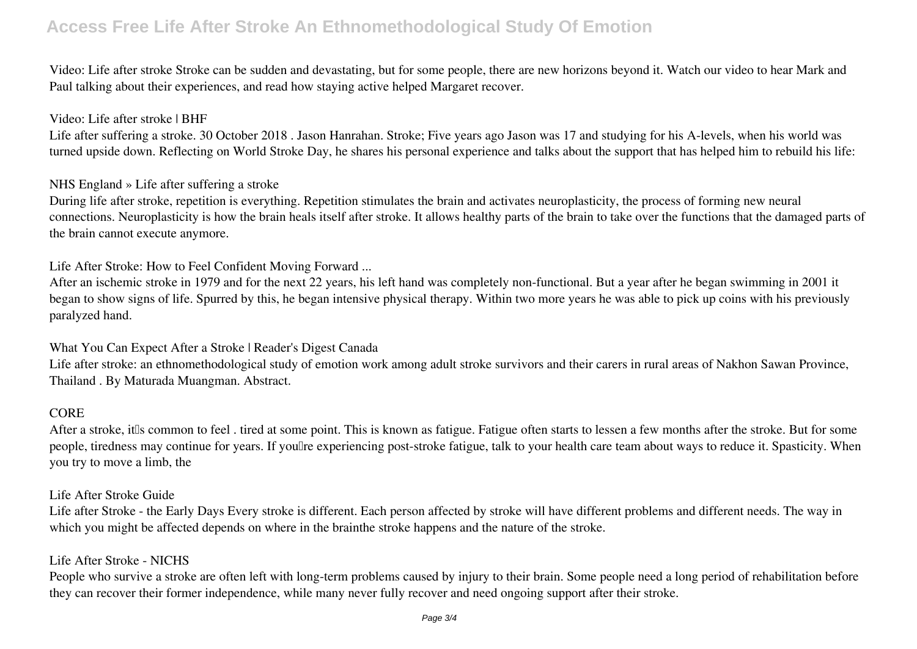Video: Life after stroke Stroke can be sudden and devastating, but for some people, there are new horizons beyond it. Watch our video to hear Mark and Paul talking about their experiences, and read how staying active helped Margaret recover.

**Video: Life after stroke | BHF**

Life after suffering a stroke. 30 October 2018 . Jason Hanrahan. Stroke; Five years ago Jason was 17 and studying for his A-levels, when his world was turned upside down. Reflecting on World Stroke Day, he shares his personal experience and talks about the support that has helped him to rebuild his life:

**NHS England » Life after suffering a stroke**

During life after stroke, repetition is everything. Repetition stimulates the brain and activates neuroplasticity, the process of forming new neural connections. Neuroplasticity is how the brain heals itself after stroke. It allows healthy parts of the brain to take over the functions that the damaged parts of the brain cannot execute anymore.

**Life After Stroke: How to Feel Confident Moving Forward ...**

After an ischemic stroke in 1979 and for the next 22 years, his left hand was completely non-functional. But a year after he began swimming in 2001 it began to show signs of life. Spurred by this, he began intensive physical therapy. Within two more years he was able to pick up coins with his previously paralyzed hand.

**What You Can Expect After a Stroke | Reader's Digest Canada**

Life after stroke: an ethnomethodological study of emotion work among adult stroke survivors and their carers in rural areas of Nakhon Sawan Province, Thailand . By Maturada Muangman. Abstract.

**CORE**

After a stroke, it's common to feel . tired at some point. This is known as fatigue. Fatigue often starts to lessen a few months after the stroke. But for some people, tiredness may continue for years. If you're experiencing post-stroke fatigue, talk to your health care team about ways to reduce it. Spasticity. When you try to move a limb, the

**Life After Stroke Guide**

Life after Stroke - the Early Days Every stroke is different. Each person affected by stroke will have different problems and different needs. The way in which you might be affected depends on where in the brainthe stroke happens and the nature of the stroke.

**Life After Stroke - NICHS**

People who survive a stroke are often left with long-term problems caused by injury to their brain. Some people need a long period of rehabilitation before they can recover their former independence, while many never fully recover and need ongoing support after their stroke.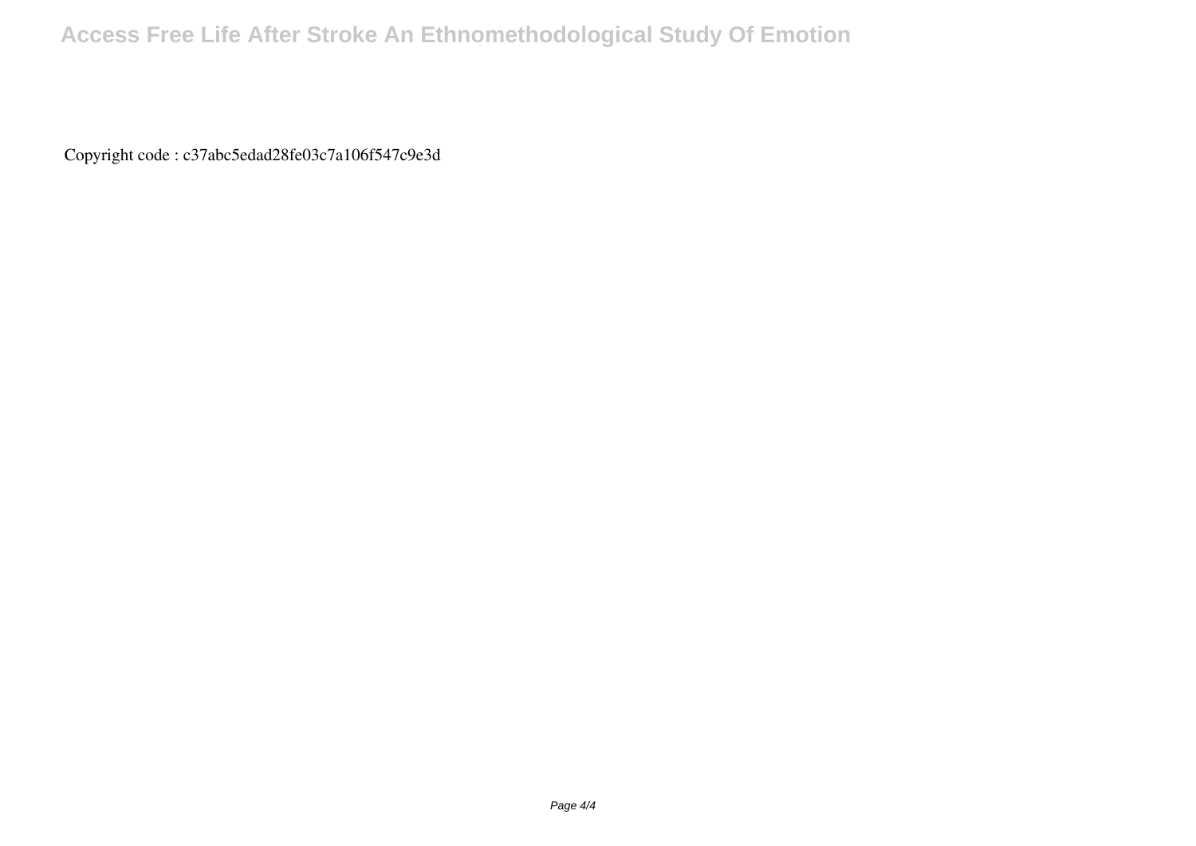Copyright code : c37abc5edad28fe03c7a106f547c9e3d